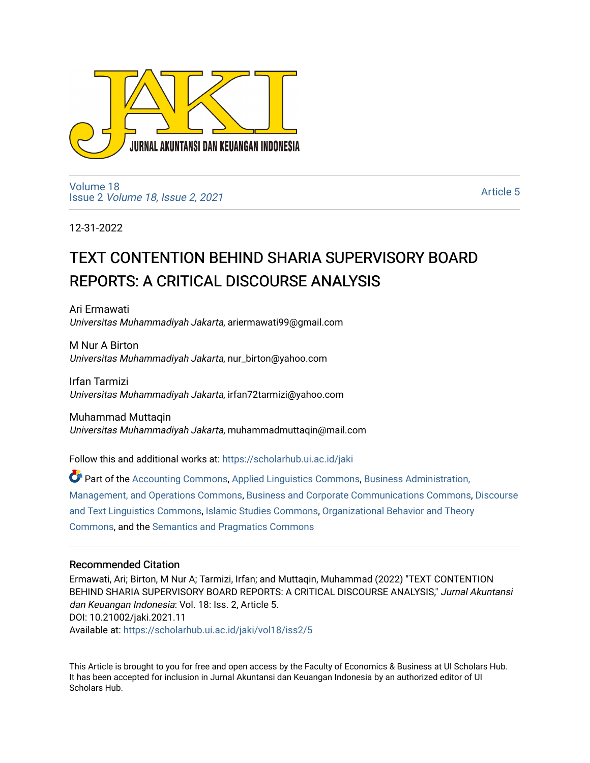JURNAL AKUNTANSI DAN KEUANGAN INDONESIA

Volume 18
Issue 2 *Volume 18, Issue 2, 2021*

Article 5

12-31-2022

# TEXT CONTENTION BEHIND SHARIA SUPERVISORY BOARD REPORTS: A CRITICAL DISCOURSE ANALYSIS

Ari Ermawati
*Universitas Muhammadiyah Jakarta*, ariermawati99@gmail.com

M Nur A Birton
*Universitas Muhammadiyah Jakarta*, nur_birton@yahoo.com

Irfan Tarmizi
*Universitas Muhammadiyah Jakarta*, irfan72tarmizi@yahoo.com

Muhammad Muttaqin
*Universitas Muhammadiyah Jakarta*, muhammadmuttaqin@mail.com

Follow this and additional works at: https://scholarhub.ui.ac.id/jaki

Part of the Accounting Commons, Applied Linguistics Commons, Business Administration, Management, and Operations Commons, Business and Corporate Communications Commons, Discourse and Text Linguistics Commons, Islamic Studies Commons, Organizational Behavior and Theory Commons, and the Semantics and Pragmatics Commons

## Recommended Citation

Ermawati, Ari; Birton, M Nur A; Tarmizi, Irfan; and Muttaqin, Muhammad (2022) "TEXT CONTENTION BEHIND SHARIA SUPERVISORY BOARD REPORTS: A CRITICAL DISCOURSE ANALYSIS," *Jurnal Akuntansi dan Keuangan Indonesia*: Vol. 18: Iss. 2, Article 5.
DOI: 10.21002/jaki.2021.11
Available at: https://scholarhub.ui.ac.id/jaki/vol18/iss2/5

This Article is brought to you for free and open access by the Faculty of Economics & Business at UI Scholars Hub. It has been accepted for inclusion in Jurnal Akuntansi dan Keuangan Indonesia by an authorized editor of UI Scholars Hub.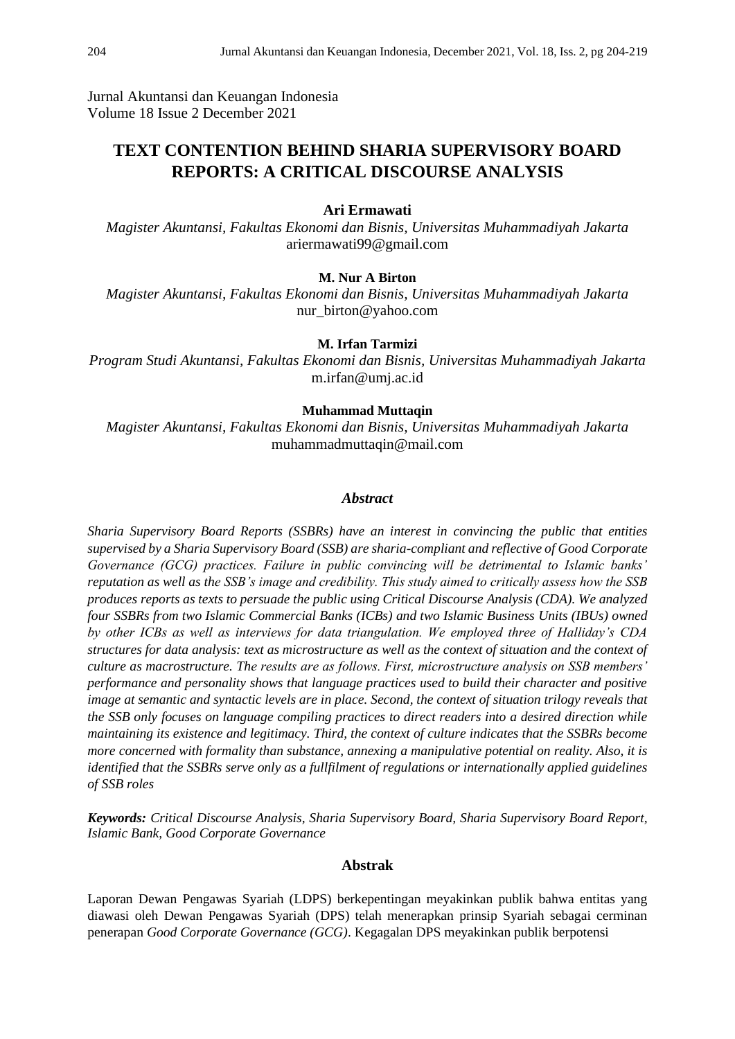Jurnal Akuntansi dan Keuangan Indonesia
Volume 18 Issue 2 December 2021

# TEXT CONTENTION BEHIND SHARIA SUPERVISORY BOARD REPORTS: A CRITICAL DISCOURSE ANALYSIS

**Ari Ermawati**
*Magister Akuntansi, Fakultas Ekonomi dan Bisnis, Universitas Muhammadiyah Jakarta*
ariermawati99@gmail.com

**M. Nur A Birton**
*Magister Akuntansi, Fakultas Ekonomi dan Bisnis, Universitas Muhammadiyah Jakarta*
nur_birton@yahoo.com

**M. Irfan Tarmizi**
*Program Studi Akuntansi, Fakultas Ekonomi dan Bisnis, Universitas Muhammadiyah Jakarta*
m.irfan@umj.ac.id

**Muhammad Muttaqin**
*Magister Akuntansi, Fakultas Ekonomi dan Bisnis, Universitas Muhammadiyah Jakarta*
muhammadmuttaqin@mail.com

## *Abstract*

*Sharia Supervisory Board Reports (SSBRs) have an interest in convincing the public that entities supervised by a Sharia Supervisory Board (SSB) are sharia-compliant and reflective of Good Corporate Governance (GCG) practices. Failure in public convincing will be detrimental to Islamic banks' reputation as well as the SSB's image and credibility. This study aimed to critically assess how the SSB produces reports as texts to persuade the public using Critical Discourse Analysis (CDA). We analyzed four SSBRs from two Islamic Commercial Banks (ICBs) and two Islamic Business Units (IBUs) owned by other ICBs as well as interviews for data triangulation. We employed three of Halliday's CDA structures for data analysis: text as microstructure as well as the context of situation and the context of culture as macrostructure. The results are as follows. First, microstructure analysis on SSB members' performance and personality shows that language practices used to build their character and positive image at semantic and syntactic levels are in place. Second, the context of situation trilogy reveals that the SSB only focuses on language compiling practices to direct readers into a desired direction while maintaining its existence and legitimacy. Third, the context of culture indicates that the SSBRs become more concerned with formality than substance, annexing a manipulative potential on reality. Also, it is identified that the SSBRs serve only as a fullfilment of regulations or internationally applied guidelines of SSB roles*

***Keywords:*** *Critical Discourse Analysis, Sharia Supervisory Board, Sharia Supervisory Board Report, Islamic Bank, Good Corporate Governance*

## Abstrak

Laporan Dewan Pengawas Syariah (LDPS) berkepentingan meyakinkan publik bahwa entitas yang diawasi oleh Dewan Pengawas Syariah (DPS) telah menerapkan prinsip Syariah sebagai cerminan penerapan *Good Corporate Governance (GCG)*. Kegagalan DPS meyakinkan publik berpotensi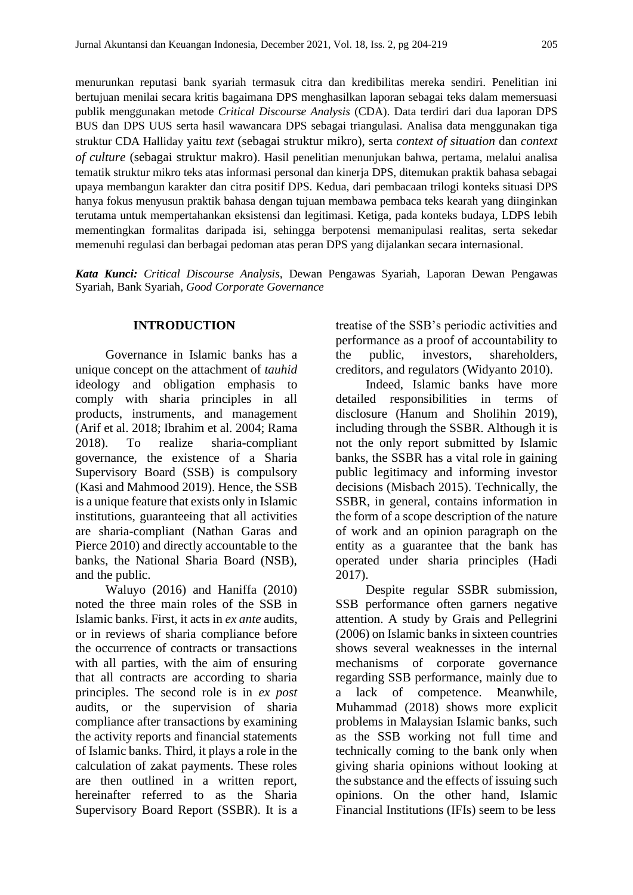menurunkan reputasi bank syariah termasuk citra dan kredibilitas mereka sendiri. Penelitian ini bertujuan menilai secara kritis bagaimana DPS menghasilkan laporan sebagai teks dalam memersuasi publik menggunakan metode *Critical Discourse Analysis* (CDA). Data terdiri dari dua laporan DPS BUS dan DPS UUS serta hasil wawancara DPS sebagai triangulasi. Analisa data menggunakan tiga struktur CDA Halliday yaitu *text* (sebagai struktur mikro), serta *context of situation* dan *context of culture* (sebagai struktur makro). Hasil penelitian menunjukan bahwa, pertama, melalui analisa tematik struktur mikro teks atas informasi personal dan kinerja DPS, ditemukan praktik bahasa sebagai upaya membangun karakter dan citra positif DPS. Kedua, dari pembacaan trilogi konteks situasi DPS hanya fokus menyusun praktik bahasa dengan tujuan membawa pembaca teks kearah yang diinginkan terutama untuk mempertahankan eksistensi dan legitimasi. Ketiga, pada konteks budaya, LDPS lebih mementingkan formalitas daripada isi, sehingga berpotensi memanipulasi realitas, serta sekedar memenuhi regulasi dan berbagai pedoman atas peran DPS yang dijalankan secara internasional.

***Kata Kunci:*** *Critical Discourse Analysis*, Dewan Pengawas Syariah, Laporan Dewan Pengawas Syariah, Bank Syariah, *Good Corporate Governance*

## INTRODUCTION

Governance in Islamic banks has a unique concept on the attachment of *tauhid* ideology and obligation emphasis to comply with sharia principles in all products, instruments, and management (Arif et al. 2018; Ibrahim et al. 2004; Rama 2018). To realize sharia-compliant governance, the existence of a Sharia Supervisory Board (SSB) is compulsory (Kasi and Mahmood 2019). Hence, the SSB is a unique feature that exists only in Islamic institutions, guaranteeing that all activities are sharia-compliant (Nathan Garas and Pierce 2010) and directly accountable to the banks, the National Sharia Board (NSB), and the public.

Waluyo (2016) and Haniffa (2010) noted the three main roles of the SSB in Islamic banks. First, it acts in *ex ante* audits, or in reviews of sharia compliance before the occurrence of contracts or transactions with all parties, with the aim of ensuring that all contracts are according to sharia principles. The second role is in *ex post* audits, or the supervision of sharia compliance after transactions by examining the activity reports and financial statements of Islamic banks. Third, it plays a role in the calculation of zakat payments. These roles are then outlined in a written report, hereinafter referred to as the Sharia Supervisory Board Report (SSBR). It is a treatise of the SSB's periodic activities and performance as a proof of accountability to the public, investors, shareholders, creditors, and regulators (Widyanto 2010).

Indeed, Islamic banks have more detailed responsibilities in terms of disclosure (Hanum and Sholihin 2019), including through the SSBR. Although it is not the only report submitted by Islamic banks, the SSBR has a vital role in gaining public legitimacy and informing investor decisions (Misbach 2015). Technically, the SSBR, in general, contains information in the form of a scope description of the nature of work and an opinion paragraph on the entity as a guarantee that the bank has operated under sharia principles (Hadi 2017).

Despite regular SSBR submission, SSB performance often garners negative attention. A study by Grais and Pellegrini (2006) on Islamic banks in sixteen countries shows several weaknesses in the internal mechanisms of corporate governance regarding SSB performance, mainly due to a lack of competence. Meanwhile, Muhammad (2018) shows more explicit problems in Malaysian Islamic banks, such as the SSB working not full time and technically coming to the bank only when giving sharia opinions without looking at the substance and the effects of issuing such opinions. On the other hand, Islamic Financial Institutions (IFIs) seem to be less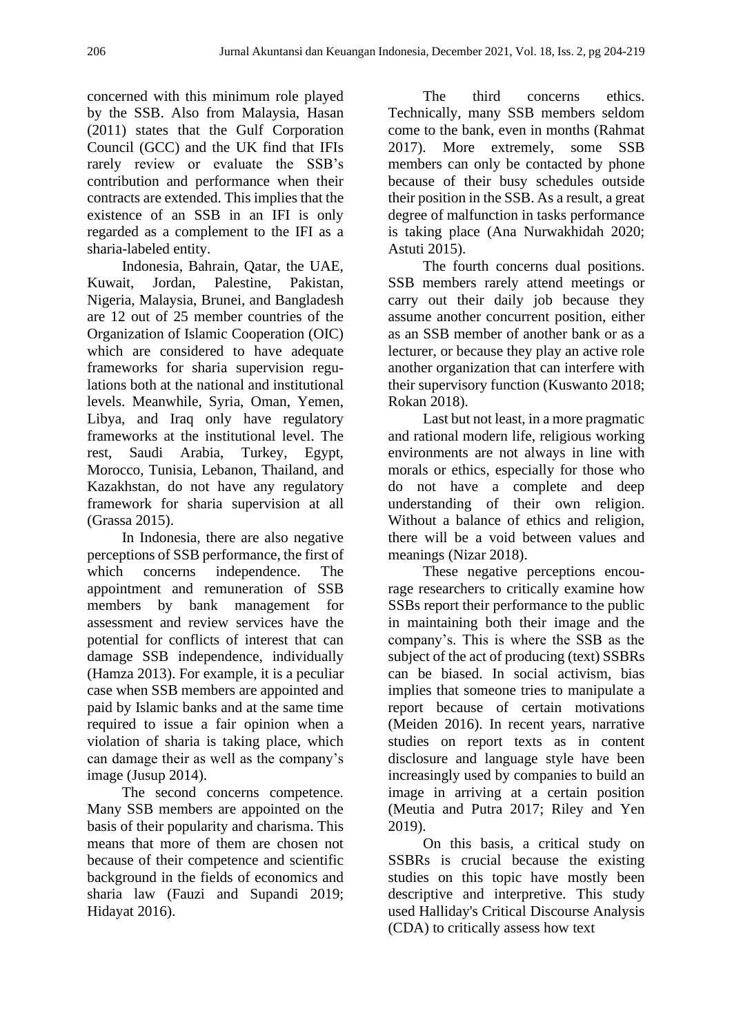concerned with this minimum role played by the SSB. Also from Malaysia, Hasan (2011) states that the Gulf Corporation Council (GCC) and the UK find that IFIs rarely review or evaluate the SSB's contribution and performance when their contracts are extended. This implies that the existence of an SSB in an IFI is only regarded as a complement to the IFI as a sharia-labeled entity.

Indonesia, Bahrain, Qatar, the UAE, Kuwait, Jordan, Palestine, Pakistan, Nigeria, Malaysia, Brunei, and Bangladesh are 12 out of 25 member countries of the Organization of Islamic Cooperation (OIC) which are considered to have adequate frameworks for sharia supervision regulations both at the national and institutional levels. Meanwhile, Syria, Oman, Yemen, Libya, and Iraq only have regulatory frameworks at the institutional level. The rest, Saudi Arabia, Turkey, Egypt, Morocco, Tunisia, Lebanon, Thailand, and Kazakhstan, do not have any regulatory framework for sharia supervision at all (Grassa 2015).

In Indonesia, there are also negative perceptions of SSB performance, the first of which concerns independence. The appointment and remuneration of SSB members by bank management for assessment and review services have the potential for conflicts of interest that can damage SSB independence, individually (Hamza 2013). For example, it is a peculiar case when SSB members are appointed and paid by Islamic banks and at the same time required to issue a fair opinion when a violation of sharia is taking place, which can damage their as well as the company's image (Jusup 2014).

The second concerns competence. Many SSB members are appointed on the basis of their popularity and charisma. This means that more of them are chosen not because of their competence and scientific background in the fields of economics and sharia law (Fauzi and Supandi 2019; Hidayat 2016).

The third concerns ethics. Technically, many SSB members seldom come to the bank, even in months (Rahmat 2017). More extremely, some SSB members can only be contacted by phone because of their busy schedules outside their position in the SSB. As a result, a great degree of malfunction in tasks performance is taking place (Ana Nurwakhidah 2020; Astuti 2015).

The fourth concerns dual positions. SSB members rarely attend meetings or carry out their daily job because they assume another concurrent position, either as an SSB member of another bank or as a lecturer, or because they play an active role another organization that can interfere with their supervisory function (Kuswanto 2018; Rokan 2018).

Last but not least, in a more pragmatic and rational modern life, religious working environments are not always in line with morals or ethics, especially for those who do not have a complete and deep understanding of their own religion. Without a balance of ethics and religion, there will be a void between values and meanings (Nizar 2018).

These negative perceptions encourage researchers to critically examine how SSBs report their performance to the public in maintaining both their image and the company's. This is where the SSB as the subject of the act of producing (text) SSBRs can be biased. In social activism, bias implies that someone tries to manipulate a report because of certain motivations (Meiden 2016). In recent years, narrative studies on report texts as in content disclosure and language style have been increasingly used by companies to build an image in arriving at a certain position (Meutia and Putra 2017; Riley and Yen 2019).

On this basis, a critical study on SSBRs is crucial because the existing studies on this topic have mostly been descriptive and interpretive. This study used Halliday's Critical Discourse Analysis (CDA) to critically assess how text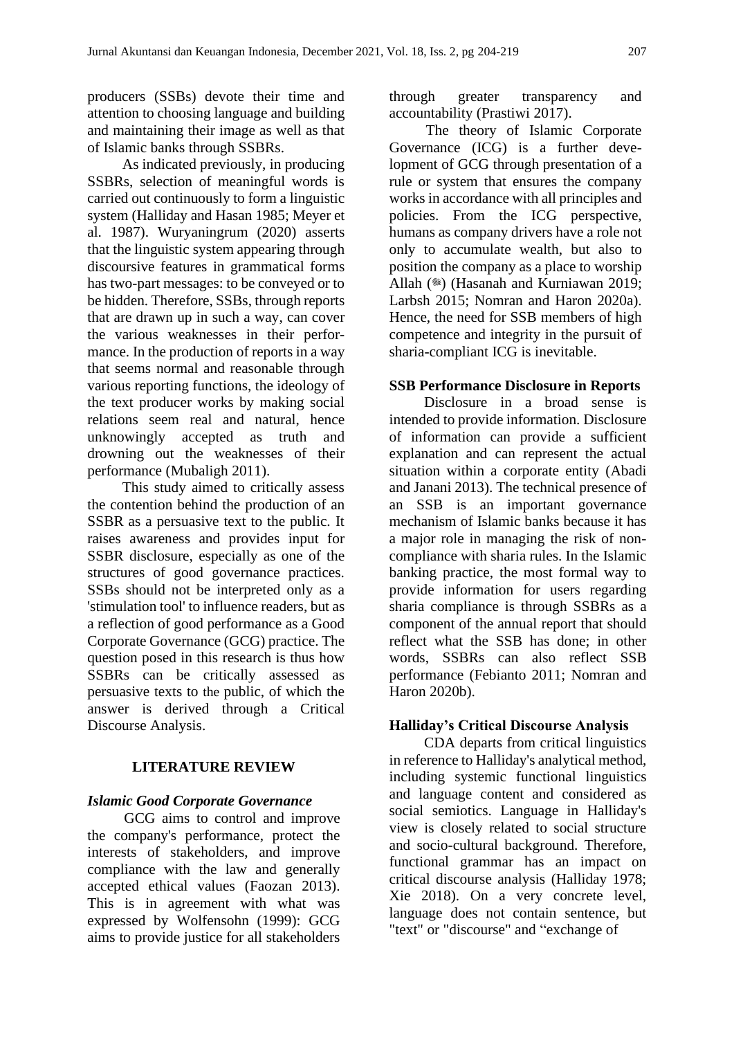producers (SSBs) devote their time and attention to choosing language and building and maintaining their image as well as that of Islamic banks through SSBRs.

As indicated previously, in producing SSBRs, selection of meaningful words is carried out continuously to form a linguistic system (Halliday and Hasan 1985; Meyer et al. 1987). Wuryaningrum (2020) asserts that the linguistic system appearing through discoursive features in grammatical forms has two-part messages: to be conveyed or to be hidden. Therefore, SSBs, through reports that are drawn up in such a way, can cover the various weaknesses in their performance. In the production of reports in a way that seems normal and reasonable through various reporting functions, the ideology of the text producer works by making social relations seem real and natural, hence unknowingly accepted as truth and drowning out the weaknesses of their performance (Mubaligh 2011).

This study aimed to critically assess the contention behind the production of an SSBR as a persuasive text to the public. It raises awareness and provides input for SSBR disclosure, especially as one of the structures of good governance practices. SSBs should not be interpreted only as a 'stimulation tool' to influence readers, but as a reflection of good performance as a Good Corporate Governance (GCG) practice. The question posed in this research is thus how SSBRs can be critically assessed as persuasive texts to the public, of which the answer is derived through a Critical Discourse Analysis.

## LITERATURE REVIEW

### *Islamic Good Corporate Governance*

GCG aims to control and improve the company's performance, protect the interests of stakeholders, and improve compliance with the law and generally accepted ethical values (Faozan 2013). This is in agreement with what was expressed by Wolfensohn (1999): GCG aims to provide justice for all stakeholders through greater transparency and accountability (Prastiwi 2017).

The theory of Islamic Corporate Governance (ICG) is a further development of GCG through presentation of a rule or system that ensures the company works in accordance with all principles and policies. From the ICG perspective, humans as company drivers have a role not only to accumulate wealth, but also to position the company as a place to worship Allah (ﷻ) (Hasanah and Kurniawan 2019; Larbsh 2015; Nomran and Haron 2020a). Hence, the need for SSB members of high competence and integrity in the pursuit of sharia-compliant ICG is inevitable.

### SSB Performance Disclosure in Reports

Disclosure in a broad sense is intended to provide information. Disclosure of information can provide a sufficient explanation and can represent the actual situation within a corporate entity (Abadi and Janani 2013). The technical presence of an SSB is an important governance mechanism of Islamic banks because it has a major role in managing the risk of non-compliance with sharia rules. In the Islamic banking practice, the most formal way to provide information for users regarding sharia compliance is through SSBRs as a component of the annual report that should reflect what the SSB has done; in other words, SSBRs can also reflect SSB performance (Febianto 2011; Nomran and Haron 2020b).

### Halliday's Critical Discourse Analysis

CDA departs from critical linguistics in reference to Halliday's analytical method, including systemic functional linguistics and language content and considered as social semiotics. Language in Halliday's view is closely related to social structure and socio-cultural background. Therefore, functional grammar has an impact on critical discourse analysis (Halliday 1978; Xie 2018). On a very concrete level, language does not contain sentence, but "text" or "discourse" and "exchange of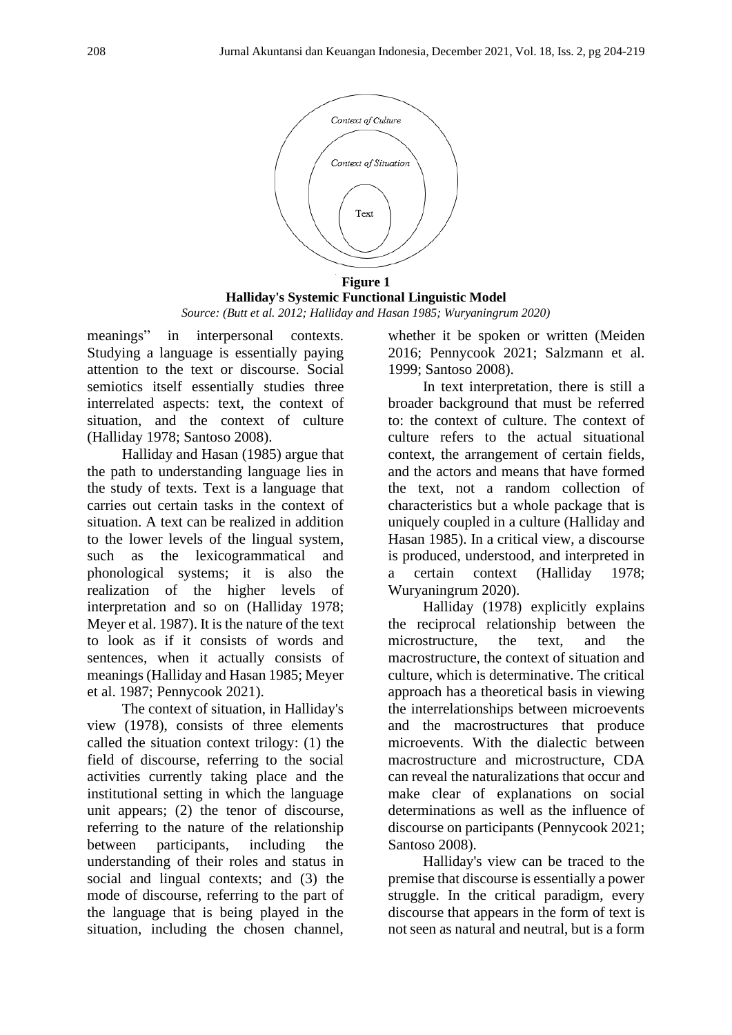**Figure 1**
**Halliday's Systemic Functional Linguistic Model**
*Source: (Butt et al. 2012; Halliday and Hasan 1985; Wuryaningrum 2020)*

meanings" in interpersonal contexts. Studying a language is essentially paying attention to the text or discourse. Social semiotics itself essentially studies three interrelated aspects: text, the context of situation, and the context of culture (Halliday 1978; Santoso 2008).

Halliday and Hasan (1985) argue that the path to understanding language lies in the study of texts. Text is a language that carries out certain tasks in the context of situation. A text can be realized in addition to the lower levels of the lingual system, such as the lexicogrammatical and phonological systems; it is also the realization of the higher levels of interpretation and so on (Halliday 1978; Meyer et al. 1987). It is the nature of the text to look as if it consists of words and sentences, when it actually consists of meanings (Halliday and Hasan 1985; Meyer et al. 1987; Pennycook 2021).

The context of situation, in Halliday's view (1978), consists of three elements called the situation context trilogy: (1) the field of discourse, referring to the social activities currently taking place and the institutional setting in which the language unit appears; (2) the tenor of discourse, referring to the nature of the relationship between participants, including the understanding of their roles and status in social and lingual contexts; and (3) the mode of discourse, referring to the part of the language that is being played in the situation, including the chosen channel, whether it be spoken or written (Meiden 2016; Pennycook 2021; Salzmann et al. 1999; Santoso 2008).

In text interpretation, there is still a broader background that must be referred to: the context of culture. The context of culture refers to the actual situational context, the arrangement of certain fields, and the actors and means that have formed the text, not a random collection of characteristics but a whole package that is uniquely coupled in a culture (Halliday and Hasan 1985). In a critical view, a discourse is produced, understood, and interpreted in a certain context (Halliday 1978; Wuryaningrum 2020).

Halliday (1978) explicitly explains the reciprocal relationship between the microstructure, the text, and the macrostructure, the context of situation and culture, which is determinative. The critical approach has a theoretical basis in viewing the interrelationships between microevents and the macrostructures that produce microevents. With the dialectic between macrostructure and microstructure, CDA can reveal the naturalizations that occur and make clear of explanations on social determinations as well as the influence of discourse on participants (Pennycook 2021; Santoso 2008).

Halliday's view can be traced to the premise that discourse is essentially a power struggle. In the critical paradigm, every discourse that appears in the form of text is not seen as natural and neutral, but is a form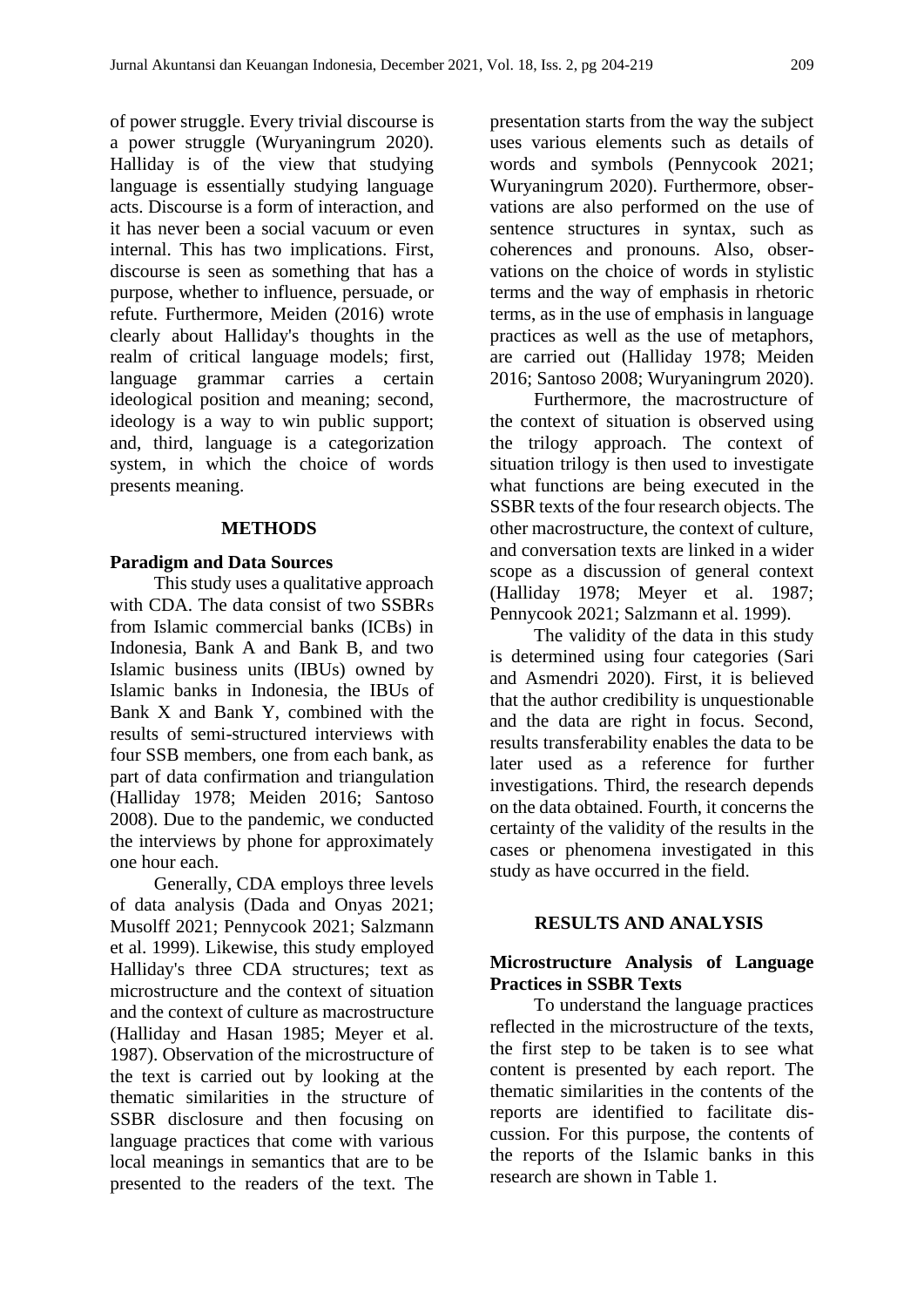of power struggle. Every trivial discourse is a power struggle (Wuryaningrum 2020). Halliday is of the view that studying language is essentially studying language acts. Discourse is a form of interaction, and it has never been a social vacuum or even internal. This has two implications. First, discourse is seen as something that has a purpose, whether to influence, persuade, or refute. Furthermore, Meiden (2016) wrote clearly about Halliday's thoughts in the realm of critical language models; first, language grammar carries a certain ideological position and meaning; second, ideology is a way to win public support; and, third, language is a categorization system, in which the choice of words presents meaning.

## METHODS

### Paradigm and Data Sources

This study uses a qualitative approach with CDA. The data consist of two SSBRs from Islamic commercial banks (ICBs) in Indonesia, Bank A and Bank B, and two Islamic business units (IBUs) owned by Islamic banks in Indonesia, the IBUs of Bank X and Bank Y, combined with the results of semi-structured interviews with four SSB members, one from each bank, as part of data confirmation and triangulation (Halliday 1978; Meiden 2016; Santoso 2008). Due to the pandemic, we conducted the interviews by phone for approximately one hour each.

Generally, CDA employs three levels of data analysis (Dada and Onyas 2021; Musolff 2021; Pennycook 2021; Salzmann et al. 1999). Likewise, this study employed Halliday's three CDA structures; text as microstructure and the context of situation and the context of culture as macrostructure (Halliday and Hasan 1985; Meyer et al. 1987). Observation of the microstructure of the text is carried out by looking at the thematic similarities in the structure of SSBR disclosure and then focusing on language practices that come with various local meanings in semantics that are to be presented to the readers of the text. The presentation starts from the way the subject uses various elements such as details of words and symbols (Pennycook 2021; Wuryaningrum 2020). Furthermore, observations are also performed on the use of sentence structures in syntax, such as coherences and pronouns. Also, observations on the choice of words in stylistic terms and the way of emphasis in rhetoric terms, as in the use of emphasis in language practices as well as the use of metaphors, are carried out (Halliday 1978; Meiden 2016; Santoso 2008; Wuryaningrum 2020).

Furthermore, the macrostructure of the context of situation is observed using the trilogy approach. The context of situation trilogy is then used to investigate what functions are being executed in the SSBR texts of the four research objects. The other macrostructure, the context of culture, and conversation texts are linked in a wider scope as a discussion of general context (Halliday 1978; Meyer et al. 1987; Pennycook 2021; Salzmann et al. 1999).

The validity of the data in this study is determined using four categories (Sari and Asmendri 2020). First, it is believed that the author credibility is unquestionable and the data are right in focus. Second, results transferability enables the data to be later used as a reference for further investigations. Third, the research depends on the data obtained. Fourth, it concerns the certainty of the validity of the results in the cases or phenomena investigated in this study as have occurred in the field.

## RESULTS AND ANALYSIS

### Microstructure Analysis of Language Practices in SSBR Texts

To understand the language practices reflected in the microstructure of the texts, the first step to be taken is to see what content is presented by each report. The thematic similarities in the contents of the reports are identified to facilitate discussion. For this purpose, the contents of the reports of the Islamic banks in this research are shown in Table 1.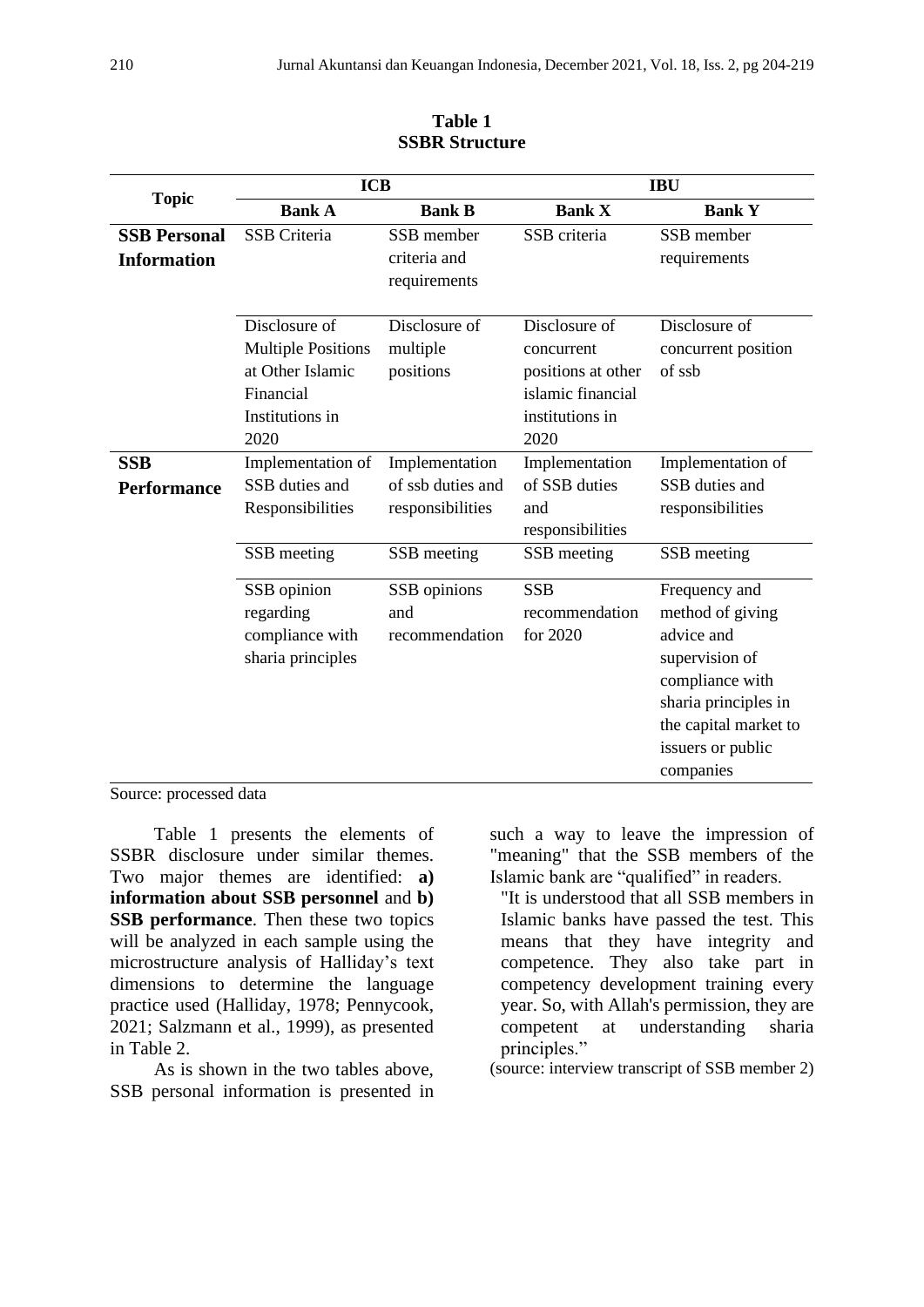**Table 1**
**SSBR Structure**

| Topic | ICB | | IBU | |
|---|---|---|---|---|
| | **Bank A** | **Bank B** | **Bank X** | **Bank Y** |
| **SSB Personal Information** | SSB Criteria | SSB member criteria and requirements | SSB criteria | SSB member requirements |
| | Disclosure of Multiple Positions at Other Islamic Financial Institutions in 2020 | Disclosure of multiple positions | Disclosure of concurrent positions at other islamic financial institutions in 2020 | Disclosure of concurrent position of ssb |
| **SSB Performance** | Implementation of SSB duties and Responsibilities | Implementation of ssb duties and responsibilities | Implementation of SSB duties and responsibilities | Implementation of SSB duties and responsibilities |
| | SSB meeting | SSB meeting | SSB meeting | SSB meeting |
| | SSB opinion regarding compliance with sharia principles | SSB opinions and recommendation | SSB recommendation for 2020 | Frequency and method of giving advice and supervision of compliance with sharia principles in the capital market to issuers or public companies |

Source: processed data

Table 1 presents the elements of SSBR disclosure under similar themes. Two major themes are identified: **a) information about SSB personnel** and **b) SSB performance**. Then these two topics will be analyzed in each sample using the microstructure analysis of Halliday's text dimensions to determine the language practice used (Halliday, 1978; Pennycook, 2021; Salzmann et al., 1999), as presented in Table 2.

As is shown in the two tables above, SSB personal information is presented in such a way to leave the impression of "meaning" that the SSB members of the Islamic bank are "qualified" in readers.

> "It is understood that all SSB members in Islamic banks have passed the test. This means that they have integrity and competence. They also take part in competency development training every year. So, with Allah's permission, they are competent at understanding sharia principles."

(source: interview transcript of SSB member 2)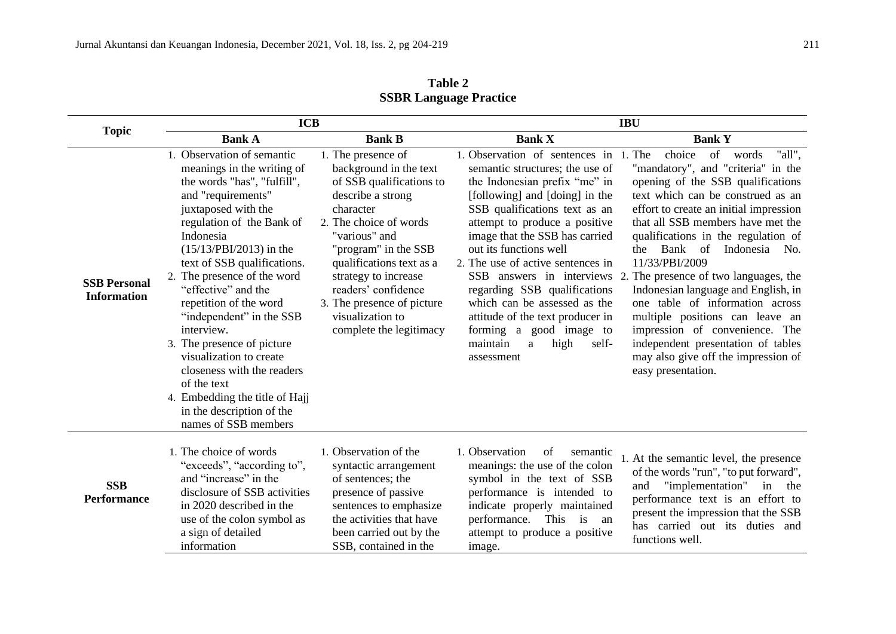**Table 2**
**SSBR Language Practice**

| Topic | ICB | | IBU | |
|---|---|---|---|---|
| | **Bank A** | **Bank B** | **Bank X** | **Bank Y** |
| **SSB Personal Information** | 1. Observation of semantic meanings in the writing of the words "has", "fulfill", and "requirements" juxtaposed with the regulation of the Bank of Indonesia (15/13/PBI/2013) in the text of SSB qualifications. 2. The presence of the word "effective" and the repetition of the word "independent" in the SSB interview. 3. The presence of picture visualization to create closeness with the readers of the text 4. Embedding the title of Hajj in the description of the names of SSB members | 1. The presence of background in the text of SSB qualifications to describe a strong character 2. The choice of words "various" and "program" in the SSB qualifications text as a strategy to increase readers' confidence 3. The presence of picture visualization to complete the legitimacy | 1. Observation of sentences in semantic structures; the use of the Indonesian prefix "me" in [following] and [doing] in the SSB qualifications text as an attempt to produce a positive image that the SSB has carried out its functions well 2. The use of active sentences in SSB answers in interviews regarding SSB qualifications which can be assessed as the attitude of the text producer in forming a good image to maintain a high self-assessment | 1. The choice of words "all", "mandatory", and "criteria" in the opening of the SSB qualifications text which can be construed as an effort to create an initial impression that all SSB members have met the qualifications in the regulation of the Bank of Indonesia No. 11/33/PBI/2009 2. The presence of two languages, the Indonesian language and English, in one table of information across multiple positions can leave an impression of convenience. The independent presentation of tables may also give off the impression of easy presentation. |
| **SSB Performance** | 1. The choice of words "exceeds", "according to", and "increase" in the disclosure of SSB activities in 2020 described in the use of the colon symbol as a sign of detailed information | 1. Observation of the syntactic arrangement of sentences; the presence of passive sentences to emphasize the activities that have been carried out by the SSB, contained in the | 1. Observation of semantic meanings: the use of the colon symbol in the text of SSB performance is intended to indicate properly maintained performance. This is an attempt to produce a positive image. | 1. At the semantic level, the presence of the words "run", "to put forward", and "implementation" in the performance text is an effort to present the impression that the SSB has carried out its duties and functions well. |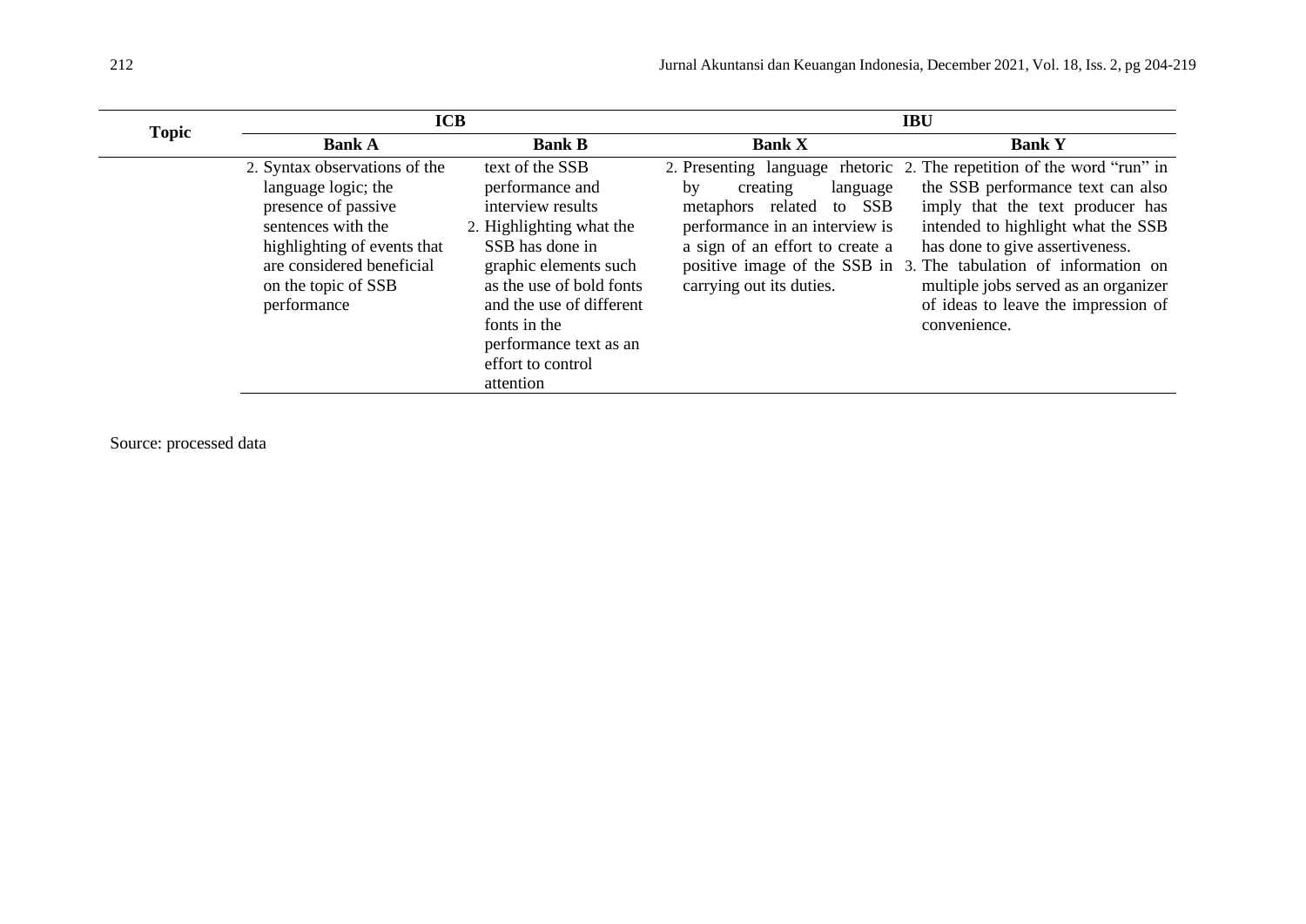| Topic | ICB | | IBU | |
|---|---|---|---|---|
| | **Bank A** | **Bank B** | **Bank X** | **Bank Y** |
| | 2. Syntax observations of the language logic; the presence of passive sentences with the highlighting of events that are considered beneficial on the topic of SSB performance | text of the SSB performance and interview results 2. Highlighting what the SSB has done in graphic elements such as the use of bold fonts and the use of different fonts in the performance text as an effort to control attention | 2. Presenting language rhetoric by creating language metaphors related to SSB performance in an interview is a sign of an effort to create a positive image of the SSB in carrying out its duties. | 2. The repetition of the word "run" in the SSB performance text can also imply that the text producer has intended to highlight what the SSB has done to give assertiveness. 3. The tabulation of information on multiple jobs served as an organizer of ideas to leave the impression of convenience. |

Source: processed data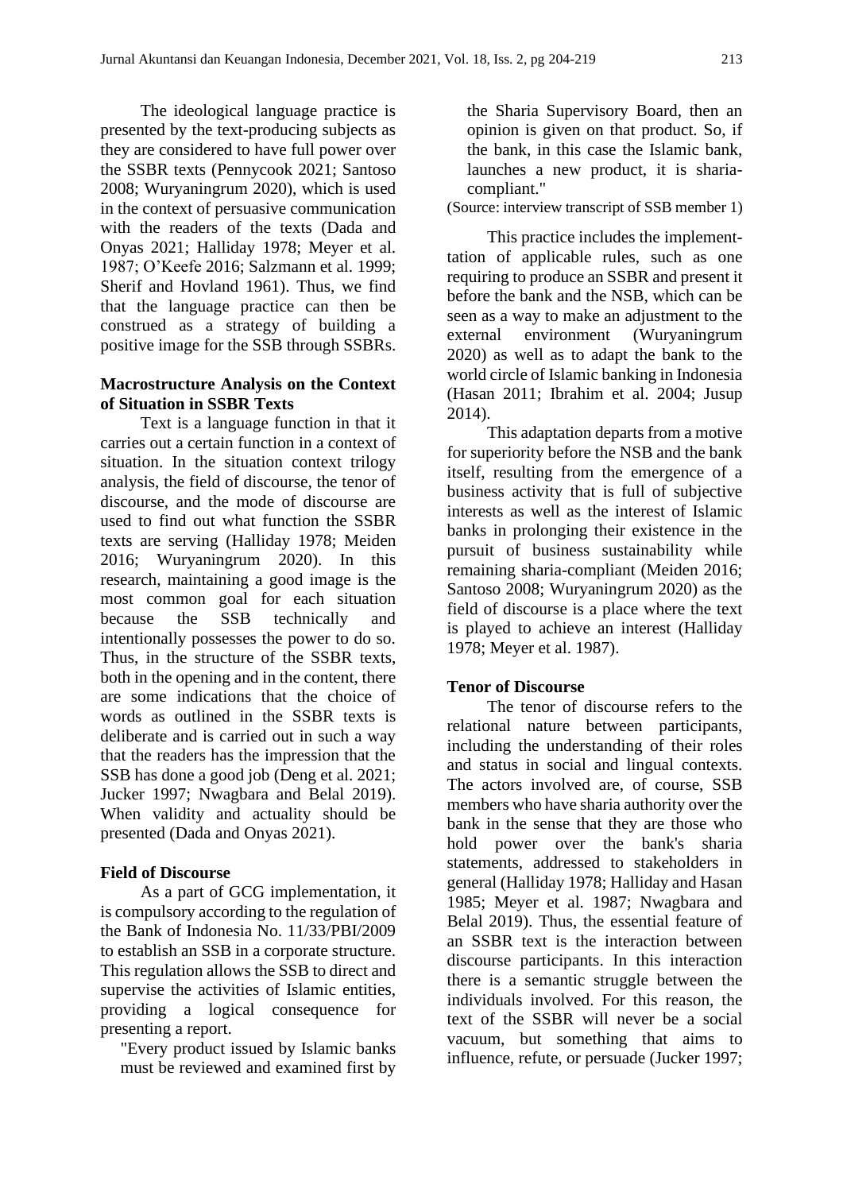The ideological language practice is presented by the text-producing subjects as they are considered to have full power over the SSBR texts (Pennycook 2021; Santoso 2008; Wuryaningrum 2020), which is used in the context of persuasive communication with the readers of the texts (Dada and Onyas 2021; Halliday 1978; Meyer et al. 1987; O'Keefe 2016; Salzmann et al. 1999; Sherif and Hovland 1961). Thus, we find that the language practice can then be construed as a strategy of building a positive image for the SSB through SSBRs.

### Macrostructure Analysis on the Context of Situation in SSBR Texts

Text is a language function in that it carries out a certain function in a context of situation. In the situation context trilogy analysis, the field of discourse, the tenor of discourse, and the mode of discourse are used to find out what function the SSBR texts are serving (Halliday 1978; Meiden 2016; Wuryaningrum 2020). In this research, maintaining a good image is the most common goal for each situation because the SSB technically and intentionally possesses the power to do so. Thus, in the structure of the SSBR texts, both in the opening and in the content, there are some indications that the choice of words as outlined in the SSBR texts is deliberate and is carried out in such a way that the readers has the impression that the SSB has done a good job (Deng et al. 2021; Jucker 1997; Nwagbara and Belal 2019). When validity and actuality should be presented (Dada and Onyas 2021).

### Field of Discourse

As a part of GCG implementation, it is compulsory according to the regulation of the Bank of Indonesia No. 11/33/PBI/2009 to establish an SSB in a corporate structure. This regulation allows the SSB to direct and supervise the activities of Islamic entities, providing a logical consequence for presenting a report.

> "Every product issued by Islamic banks must be reviewed and examined first by the Sharia Supervisory Board, then an opinion is given on that product. So, if the bank, in this case the Islamic bank, launches a new product, it is sharia-compliant."

(Source: interview transcript of SSB member 1)

This practice includes the implementtation of applicable rules, such as one requiring to produce an SSBR and present it before the bank and the NSB, which can be seen as a way to make an adjustment to the external environment (Wuryaningrum 2020) as well as to adapt the bank to the world circle of Islamic banking in Indonesia (Hasan 2011; Ibrahim et al. 2004; Jusup 2014).

This adaptation departs from a motive for superiority before the NSB and the bank itself, resulting from the emergence of a business activity that is full of subjective interests as well as the interest of Islamic banks in prolonging their existence in the pursuit of business sustainability while remaining sharia-compliant (Meiden 2016; Santoso 2008; Wuryaningrum 2020) as the field of discourse is a place where the text is played to achieve an interest (Halliday 1978; Meyer et al. 1987).

### Tenor of Discourse

The tenor of discourse refers to the relational nature between participants, including the understanding of their roles and status in social and lingual contexts. The actors involved are, of course, SSB members who have sharia authority over the bank in the sense that they are those who hold power over the bank's sharia statements, addressed to stakeholders in general (Halliday 1978; Halliday and Hasan 1985; Meyer et al. 1987; Nwagbara and Belal 2019). Thus, the essential feature of an SSBR text is the interaction between discourse participants. In this interaction there is a semantic struggle between the individuals involved. For this reason, the text of the SSBR will never be a social vacuum, but something that aims to influence, refute, or persuade (Jucker 1997;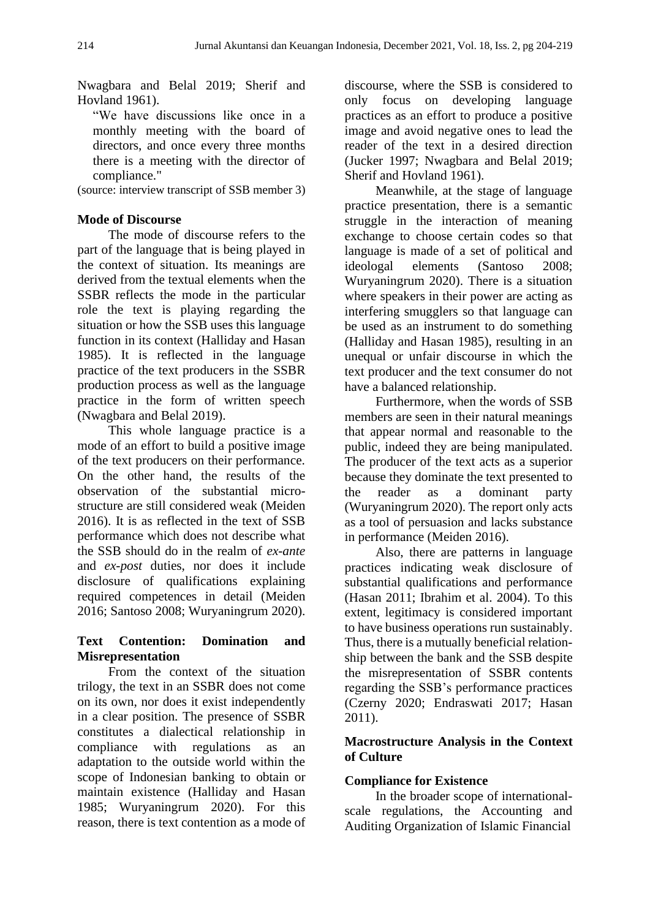Nwagbara and Belal 2019; Sherif and Hovland 1961).

> "We have discussions like once in a monthly meeting with the board of directors, and once every three months there is a meeting with the director of compliance."

(source: interview transcript of SSB member 3)

### Mode of Discourse

The mode of discourse refers to the part of the language that is being played in the context of situation. Its meanings are derived from the textual elements when the SSBR reflects the mode in the particular role the text is playing regarding the situation or how the SSB uses this language function in its context (Halliday and Hasan 1985). It is reflected in the language practice of the text producers in the SSBR production process as well as the language practice in the form of written speech (Nwagbara and Belal 2019).

This whole language practice is a mode of an effort to build a positive image of the text producers on their performance. On the other hand, the results of the observation of the substantial micro-structure are still considered weak (Meiden 2016). It is as reflected in the text of SSB performance which does not describe what the SSB should do in the realm of *ex-ante* and *ex-post* duties, nor does it include disclosure of qualifications explaining required competences in detail (Meiden 2016; Santoso 2008; Wuryaningrum 2020).

### Text Contention: Domination and Misrepresentation

From the context of the situation trilogy, the text in an SSBR does not come on its own, nor does it exist independently in a clear position. The presence of SSBR constitutes a dialectical relationship in compliance with regulations as an adaptation to the outside world within the scope of Indonesian banking to obtain or maintain existence (Halliday and Hasan 1985; Wuryaningrum 2020). For this reason, there is text contention as a mode of discourse, where the SSB is considered to only focus on developing language practices as an effort to produce a positive image and avoid negative ones to lead the reader of the text in a desired direction (Jucker 1997; Nwagbara and Belal 2019; Sherif and Hovland 1961).

Meanwhile, at the stage of language practice presentation, there is a semantic struggle in the interaction of meaning exchange to choose certain codes so that language is made of a set of political and ideologal elements (Santoso 2008; Wuryaningrum 2020). There is a situation where speakers in their power are acting as interfering smugglers so that language can be used as an instrument to do something (Halliday and Hasan 1985), resulting in an unequal or unfair discourse in which the text producer and the text consumer do not have a balanced relationship.

Furthermore, when the words of SSB members are seen in their natural meanings that appear normal and reasonable to the public, indeed they are being manipulated. The producer of the text acts as a superior because they dominate the text presented to the reader as a dominant party (Wuryaningrum 2020). The report only acts as a tool of persuasion and lacks substance in performance (Meiden 2016).

Also, there are patterns in language practices indicating weak disclosure of substantial qualifications and performance (Hasan 2011; Ibrahim et al. 2004). To this extent, legitimacy is considered important to have business operations run sustainably. Thus, there is a mutually beneficial relationship between the bank and the SSB despite the misrepresentation of SSBR contents regarding the SSB's performance practices (Czerny 2020; Endraswati 2017; Hasan 2011).

## Macrostructure Analysis in the Context of Culture

### Compliance for Existence

In the broader scope of international-scale regulations, the Accounting and Auditing Organization of Islamic Financial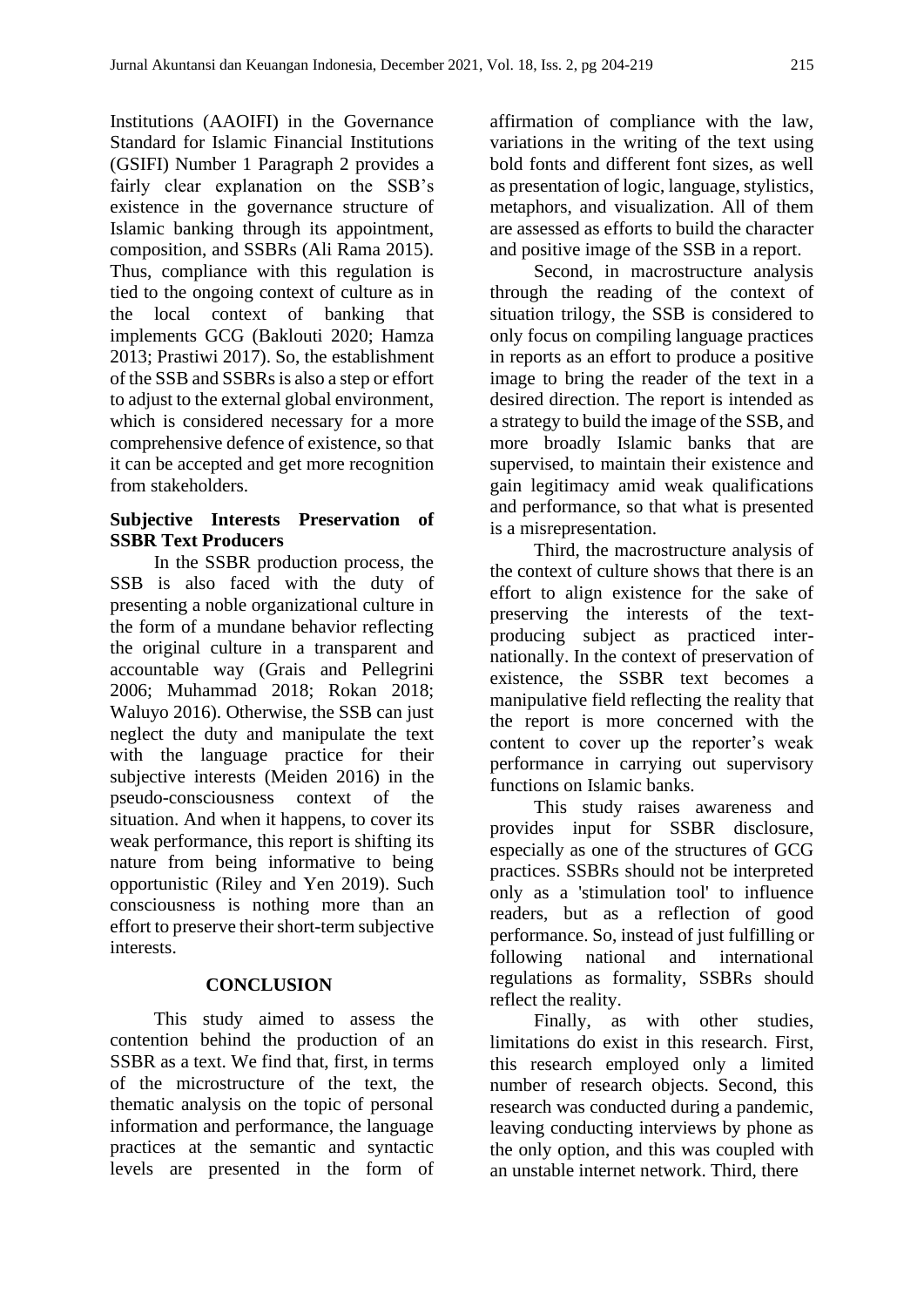Institutions (AAOIFI) in the Governance Standard for Islamic Financial Institutions (GSIFI) Number 1 Paragraph 2 provides a fairly clear explanation on the SSB's existence in the governance structure of Islamic banking through its appointment, composition, and SSBRs (Ali Rama 2015). Thus, compliance with this regulation is tied to the ongoing context of culture as in the local context of banking that implements GCG (Baklouti 2020; Hamza 2013; Prastiwi 2017). So, the establishment of the SSB and SSBRs is also a step or effort to adjust to the external global environment, which is considered necessary for a more comprehensive defence of existence, so that it can be accepted and get more recognition from stakeholders.

### Subjective Interests Preservation of SSBR Text Producers

In the SSBR production process, the SSB is also faced with the duty of presenting a noble organizational culture in the form of a mundane behavior reflecting the original culture in a transparent and accountable way (Grais and Pellegrini 2006; Muhammad 2018; Rokan 2018; Waluyo 2016). Otherwise, the SSB can just neglect the duty and manipulate the text with the language practice for their subjective interests (Meiden 2016) in the pseudo-consciousness context of the situation. And when it happens, to cover its weak performance, this report is shifting its nature from being informative to being opportunistic (Riley and Yen 2019). Such consciousness is nothing more than an effort to preserve their short-term subjective interests.

## CONCLUSION

This study aimed to assess the contention behind the production of an SSBR as a text. We find that, first, in terms of the microstructure of the text, the thematic analysis on the topic of personal information and performance, the language practices at the semantic and syntactic levels are presented in the form of affirmation of compliance with the law, variations in the writing of the text using bold fonts and different font sizes, as well as presentation of logic, language, stylistics, metaphors, and visualization. All of them are assessed as efforts to build the character and positive image of the SSB in a report.

Second, in macrostructure analysis through the reading of the context of situation trilogy, the SSB is considered to only focus on compiling language practices in reports as an effort to produce a positive image to bring the reader of the text in a desired direction. The report is intended as a strategy to build the image of the SSB, and more broadly Islamic banks that are supervised, to maintain their existence and gain legitimacy amid weak qualifications and performance, so that what is presented is a misrepresentation.

Third, the macrostructure analysis of the context of culture shows that there is an effort to align existence for the sake of preserving the interests of the text-producing subject as practiced internationally. In the context of preservation of existence, the SSBR text becomes a manipulative field reflecting the reality that the report is more concerned with the content to cover up the reporter's weak performance in carrying out supervisory functions on Islamic banks.

This study raises awareness and provides input for SSBR disclosure, especially as one of the structures of GCG practices. SSBRs should not be interpreted only as a 'stimulation tool' to influence readers, but as a reflection of good performance. So, instead of just fulfilling or following national and international regulations as formality, SSBRs should reflect the reality.

Finally, as with other studies, limitations do exist in this research. First, this research employed only a limited number of research objects. Second, this research was conducted during a pandemic, leaving conducting interviews by phone as the only option, and this was coupled with an unstable internet network. Third, there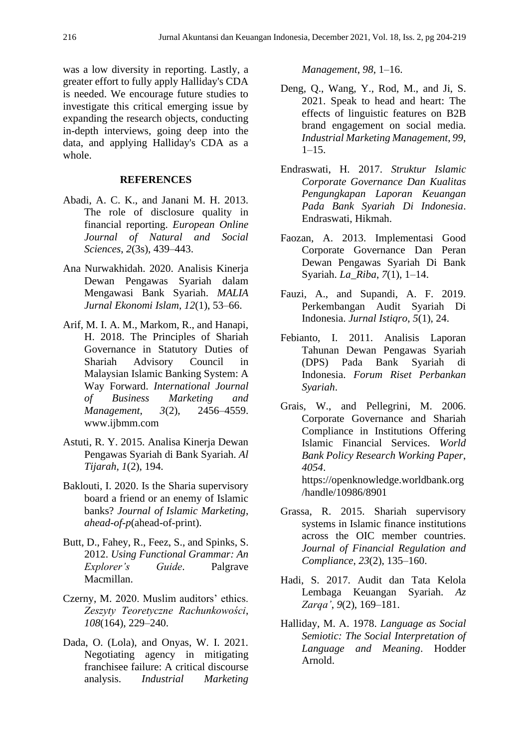was a low diversity in reporting. Lastly, a greater effort to fully apply Halliday's CDA is needed. We encourage future studies to investigate this critical emerging issue by expanding the research objects, conducting in-depth interviews, going deep into the data, and applying Halliday's CDA as a whole.

## REFERENCES

Abadi, A. C. K., and Janani M. H. 2013. The role of disclosure quality in financial reporting. *European Online Journal of Natural and Social Sciences*, *2*(3s), 439–443.

Ana Nurwakhidah. 2020. Analisis Kinerja Dewan Pengawas Syariah dalam Mengawasi Bank Syariah. *MALIA Jurnal Ekonomi Islam*, *12*(1), 53–66.

Arif, M. I. A. M., Markom, R., and Hanapi, H. 2018. The Principles of Shariah Governance in Statutory Duties of Shariah Advisory Council in Malaysian Islamic Banking System: A Way Forward. *International Journal of Business Marketing and Management*, *3*(2), 2456–4559. www.ijbmm.com

Astuti, R. Y. 2015. Analisa Kinerja Dewan Pengawas Syariah di Bank Syariah. *Al Tijarah*, *1*(2), 194.

Baklouti, I. 2020. Is the Sharia supervisory board a friend or an enemy of Islamic banks? *Journal of Islamic Marketing*, *ahead-of-p*(ahead-of-print).

Butt, D., Fahey, R., Feez, S., and Spinks, S. 2012. *Using Functional Grammar: An Explorer's Guide*. Palgrave Macmillan.

Czerny, M. 2020. Muslim auditors' ethics. *Zeszyty Teoretyczne Rachunkowości*, *108*(164), 229–240.

Dada, O. (Lola), and Onyas, W. I. 2021. Negotiating agency in mitigating franchisee failure: A critical discourse analysis. *Industrial Marketing Management*, *98*, 1–16.

Deng, Q., Wang, Y., Rod, M., and Ji, S. 2021. Speak to head and heart: The effects of linguistic features on B2B brand engagement on social media. *Industrial Marketing Management*, *99*, 1–15.

Endraswati, H. 2017. *Struktur Islamic Corporate Governance Dan Kualitas Pengungkapan Laporan Keuangan Pada Bank Syariah Di Indonesia*. Endraswati, Hikmah.

Faozan, A. 2013. Implementasi Good Corporate Governance Dan Peran Dewan Pengawas Syariah Di Bank Syariah. *La_Riba*, *7*(1), 1–14.

Fauzi, A., and Supandi, A. F. 2019. Perkembangan Audit Syariah Di Indonesia. *Jurnal Istiqro*, *5*(1), 24.

Febianto, I. 2011. Analisis Laporan Tahunan Dewan Pengawas Syariah (DPS) Pada Bank Syariah di Indonesia. *Forum Riset Perbankan Syariah*.

Grais, W., and Pellegrini, M. 2006. Corporate Governance and Shariah Compliance in Institutions Offering Islamic Financial Services. *World Bank Policy Research Working Paper*, *4054*. https://openknowledge.worldbank.org/handle/10986/8901

Grassa, R. 2015. Shariah supervisory systems in Islamic finance institutions across the OIC member countries. *Journal of Financial Regulation and Compliance*, *23*(2), 135–160.

Hadi, S. 2017. Audit dan Tata Kelola Lembaga Keuangan Syariah. *Az Zarqa'*, *9*(2), 169–181.

Halliday, M. A. 1978. *Language as Social Semiotic: The Social Interpretation of Language and Meaning*. Hodder Arnold.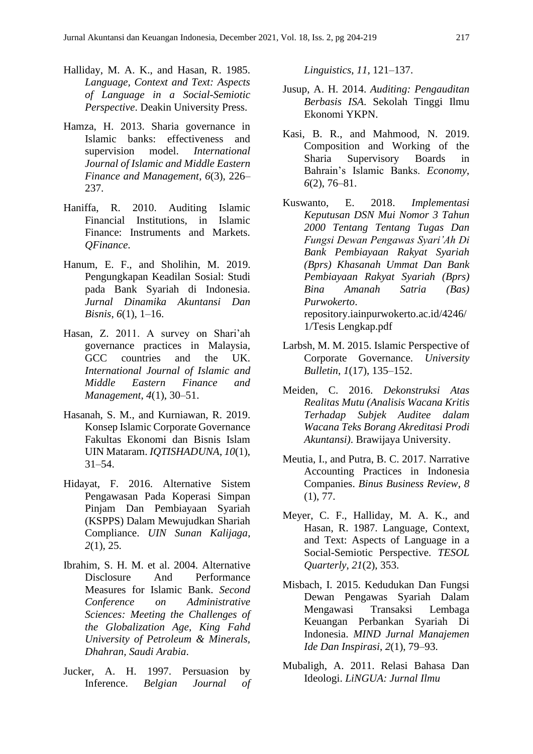Halliday, M. A. K., and Hasan, R. 1985. *Language, Context and Text: Aspects of Language in a Social-Semiotic Perspective*. Deakin University Press.

Hamza, H. 2013. Sharia governance in Islamic banks: effectiveness and supervision model. *International Journal of Islamic and Middle Eastern Finance and Management*, *6*(3), 226–237.

Haniffa, R. 2010. Auditing Islamic Financial Institutions, in Islamic Finance: Instruments and Markets. *QFinance*.

Hanum, E. F., and Sholihin, M. 2019. Pengungkapan Keadilan Sosial: Studi pada Bank Syariah di Indonesia. *Jurnal Dinamika Akuntansi Dan Bisnis*, *6*(1), 1–16.

Hasan, Z. 2011. A survey on Shari'ah governance practices in Malaysia, GCC countries and the UK. *International Journal of Islamic and Middle Eastern Finance and Management*, *4*(1), 30–51.

Hasanah, S. M., and Kurniawan, R. 2019. Konsep Islamic Corporate Governance Fakultas Ekonomi dan Bisnis Islam UIN Mataram. *IQTISHADUNA*, *10*(1), 31–54.

Hidayat, F. 2016. Alternative Sistem Pengawasan Pada Koperasi Simpan Pinjam Dan Pembiayaan Syariah (KSPPS) Dalam Mewujudkan Shariah Compliance. *UIN Sunan Kalijaga*, *2*(1), 25.

Ibrahim, S. H. M. et al. 2004. Alternative Disclosure And Performance Measures for Islamic Bank. *Second Conference on Administrative Sciences: Meeting the Challenges of the Globalization Age, King Fahd University of Petroleum & Minerals, Dhahran, Saudi Arabia*.

Jucker, A. H. 1997. Persuasion by Inference. *Belgian Journal of Linguistics*, *11*, 121–137.

Jusup, A. H. 2014. *Auditing: Pengauditan Berbasis ISA*. Sekolah Tinggi Ilmu Ekonomi YKPN.

Kasi, B. R., and Mahmood, N. 2019. Composition and Working of the Sharia Supervisory Boards in Bahrain's Islamic Banks. *Economy*, *6*(2), 76–81.

Kuswanto, E. 2018. *Implementasi Keputusan DSN Mui Nomor 3 Tahun 2000 Tentang Tentang Tugas Dan Fungsi Dewan Pengawas Syari'Ah Di Bank Pembiayaan Rakyat Syariah (Bprs) Khasanah Ummat Dan Bank Pembiayaan Rakyat Syariah (Bprs) Bina Amanah Satria (Bas) Purwokerto*. repository.iainpurwokerto.ac.id/4246/1/Tesis Lengkap.pdf

Larbsh, M. M. 2015. Islamic Perspective of Corporate Governance. *University Bulletin*, *1*(17), 135–152.

Meiden, C. 2016. *Dekonstruksi Atas Realitas Mutu (Analisis Wacana Kritis Terhadap Subjek Auditee dalam Wacana Teks Borang Akreditasi Prodi Akuntansi)*. Brawijaya University.

Meutia, I., and Putra, B. C. 2017. Narrative Accounting Practices in Indonesia Companies. *Binus Business Review*, *8* (1), 77.

Meyer, C. F., Halliday, M. A. K., and Hasan, R. 1987. Language, Context, and Text: Aspects of Language in a Social-Semiotic Perspective. *TESOL Quarterly*, *21*(2), 353.

Misbach, I. 2015. Kedudukan Dan Fungsi Dewan Pengawas Syariah Dalam Mengawasi Transaksi Lembaga Keuangan Perbankan Syariah Di Indonesia. *MIND Jurnal Manajemen Ide Dan Inspirasi*, *2*(1), 79–93.

Mubaligh, A. 2011. Relasi Bahasa Dan Ideologi. *LiNGUA: Jurnal Ilmu*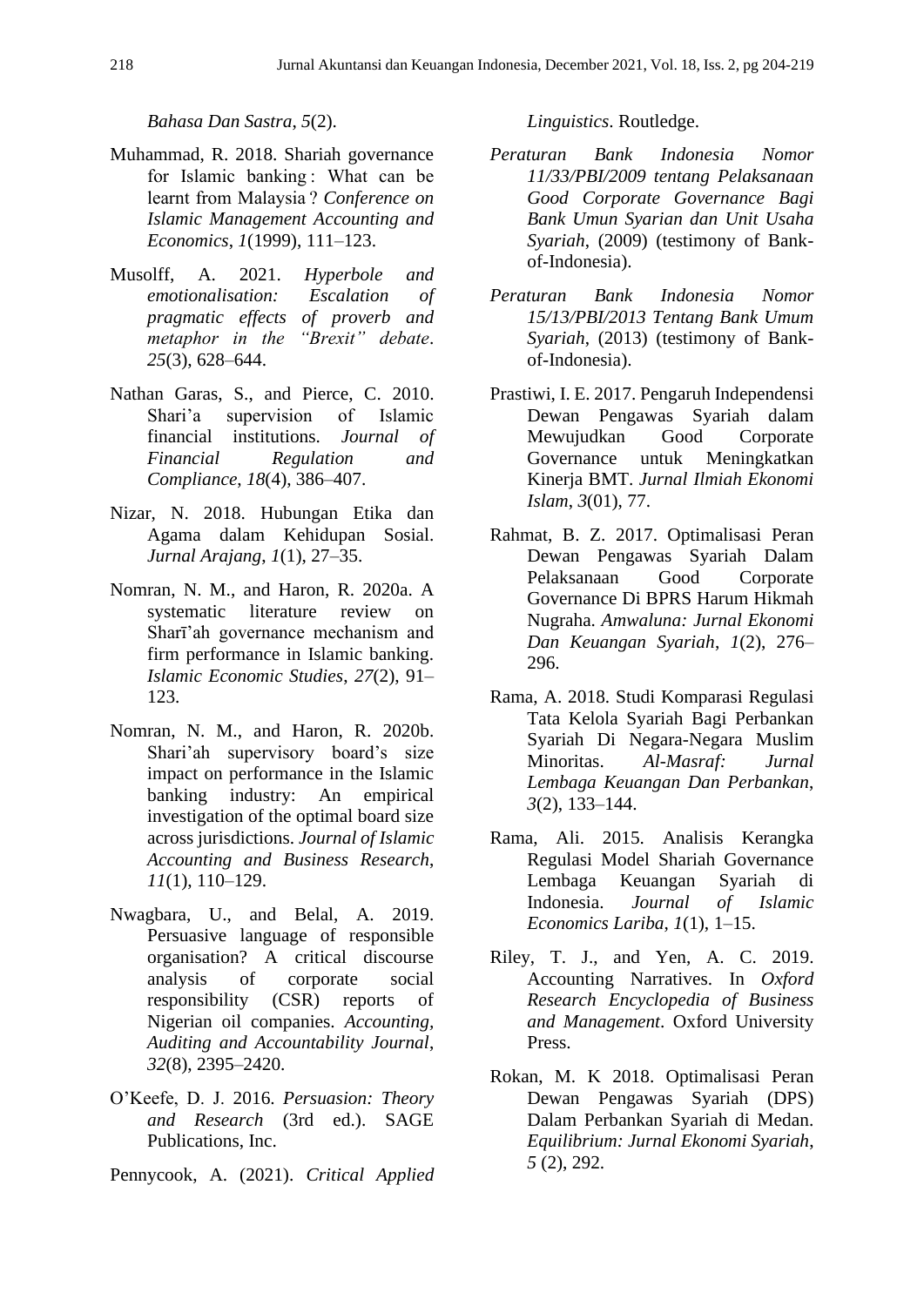*Bahasa Dan Sastra*, *5*(2).

Muhammad, R. 2018. Shariah governance for Islamic banking : What can be learnt from Malaysia ? *Conference on Islamic Management Accounting and Economics*, *1*(1999), 111–123.

Musolff, A. 2021. *Hyperbole and emotionalisation: Escalation of pragmatic effects of proverb and metaphor in the "Brexit" debate*. *25*(3), 628–644.

Nathan Garas, S., and Pierce, C. 2010. Shari'a supervision of Islamic financial institutions. *Journal of Financial Regulation and Compliance*, *18*(4), 386–407.

Nizar, N. 2018. Hubungan Etika dan Agama dalam Kehidupan Sosial. *Jurnal Arajang*, *1*(1), 27–35.

Nomran, N. M., and Haron, R. 2020a. A systematic literature review on Sharī'ah governance mechanism and firm performance in Islamic banking. *Islamic Economic Studies*, *27*(2), 91–123.

Nomran, N. M., and Haron, R. 2020b. Shari'ah supervisory board's size impact on performance in the Islamic banking industry: An empirical investigation of the optimal board size across jurisdictions. *Journal of Islamic Accounting and Business Research*, *11*(1), 110–129.

Nwagbara, U., and Belal, A. 2019. Persuasive language of responsible organisation? A critical discourse analysis of corporate social responsibility (CSR) reports of Nigerian oil companies. *Accounting, Auditing and Accountability Journal*, *32*(8), 2395–2420.

O'Keefe, D. J. 2016. *Persuasion: Theory and Research* (3rd ed.). SAGE Publications, Inc.

Pennycook, A. (2021). *Critical Applied Linguistics*. Routledge.

*Peraturan Bank Indonesia Nomor 11/33/PBI/2009 tentang Pelaksanaan Good Corporate Governance Bagi Bank Umun Syarian dan Unit Usaha Syariah*, (2009) (testimony of Bank-of-Indonesia).

*Peraturan Bank Indonesia Nomor 15/13/PBI/2013 Tentang Bank Umum Syariah*, (2013) (testimony of Bank-of-Indonesia).

Prastiwi, I. E. 2017. Pengaruh Independensi Dewan Pengawas Syariah dalam Mewujudkan Good Corporate Governance untuk Meningkatkan Kinerja BMT. *Jurnal Ilmiah Ekonomi Islam*, *3*(01), 77.

Rahmat, B. Z. 2017. Optimalisasi Peran Dewan Pengawas Syariah Dalam Pelaksanaan Good Corporate Governance Di BPRS Harum Hikmah Nugraha. *Amwaluna: Jurnal Ekonomi Dan Keuangan Syariah*, *1*(2), 276–296.

Rama, A. 2018. Studi Komparasi Regulasi Tata Kelola Syariah Bagi Perbankan Syariah Di Negara-Negara Muslim Minoritas. *Al-Masraf: Jurnal Lembaga Keuangan Dan Perbankan*, *3*(2), 133–144.

Rama, Ali. 2015. Analisis Kerangka Regulasi Model Shariah Governance Lembaga Keuangan Syariah di Indonesia. *Journal of Islamic Economics Lariba*, *1*(1), 1–15.

Riley, T. J., and Yen, A. C. 2019. Accounting Narratives. In *Oxford Research Encyclopedia of Business and Management*. Oxford University Press.

Rokan, M. K 2018. Optimalisasi Peran Dewan Pengawas Syariah (DPS) Dalam Perbankan Syariah di Medan. *Equilibrium: Jurnal Ekonomi Syariah*, *5* (2), 292.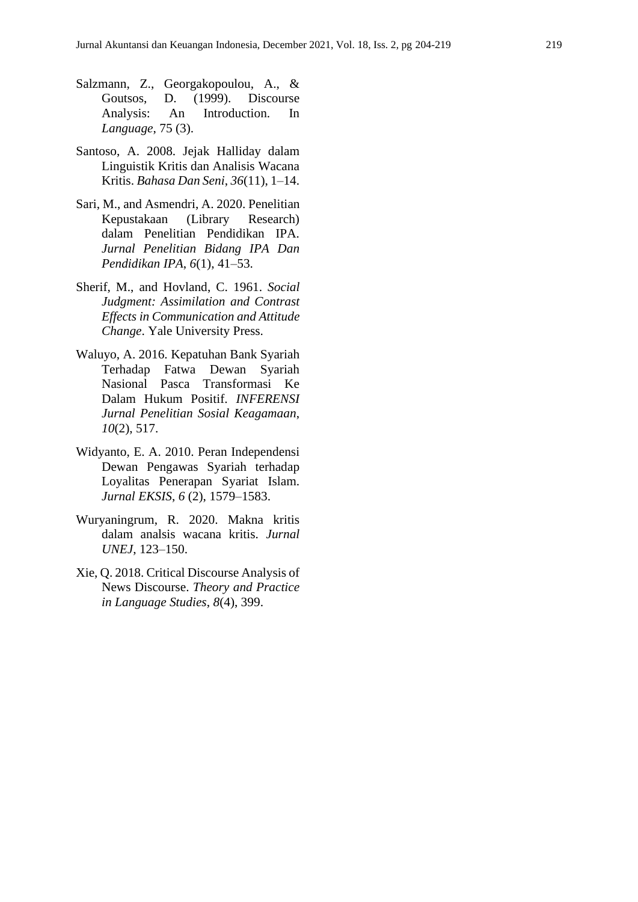Salzmann, Z., Georgakopoulou, A., & Goutsos, D. (1999). Discourse Analysis: An Introduction. In *Language*, 75 (3).

Santoso, A. 2008. Jejak Halliday dalam Linguistik Kritis dan Analisis Wacana Kritis. *Bahasa Dan Seni*, *36*(11), 1–14.

Sari, M., and Asmendri, A. 2020. Penelitian Kepustakaan (Library Research) dalam Penelitian Pendidikan IPA. *Jurnal Penelitian Bidang IPA Dan Pendidikan IPA*, *6*(1), 41–53.

Sherif, M., and Hovland, C. 1961. *Social Judgment: Assimilation and Contrast Effects in Communication and Attitude Change*. Yale University Press.

Waluyo, A. 2016. Kepatuhan Bank Syariah Terhadap Fatwa Dewan Syariah Nasional Pasca Transformasi Ke Dalam Hukum Positif. *INFERENSI Jurnal Penelitian Sosial Keagamaan*, *10*(2), 517.

Widyanto, E. A. 2010. Peran Independensi Dewan Pengawas Syariah terhadap Loyalitas Penerapan Syariat Islam. *Jurnal EKSIS*, *6* (2), 1579–1583.

Wuryaningrum, R. 2020. Makna kritis dalam analsis wacana kritis. *Jurnal UNEJ*, 123–150.

Xie, Q. 2018. Critical Discourse Analysis of News Discourse. *Theory and Practice in Language Studies*, *8*(4), 399.